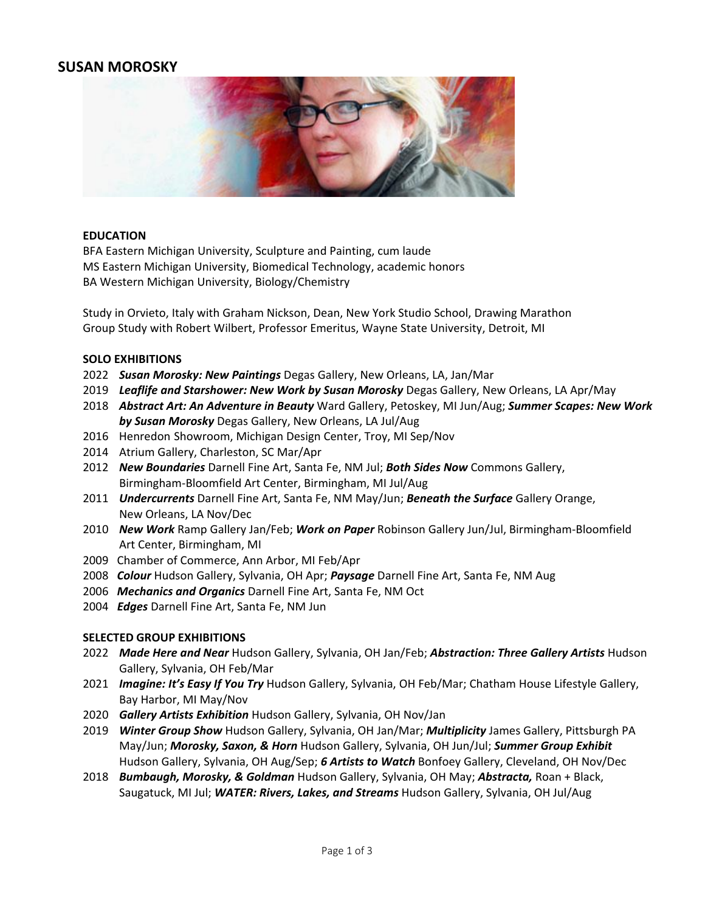# SUSAN MOROSKY

## EDUCATION

BFA Eastern Michigan University, Sculpture and Painting, cum laude
MS Eastern Michigan University, Biomedical Technology, academic honors
BA Western Michigan University, Biology/Chemistry

Study in Orvieto, Italy with Graham Nickson, Dean, New York Studio School, Drawing Marathon
Group Study with Robert Wilbert, Professor Emeritus, Wayne State University, Detroit, MI

## SOLO EXHIBITIONS

2022 ***Susan Morosky: New Paintings*** Degas Gallery, New Orleans, LA, Jan/Mar
2019 ***Leaflife and Starshower: New Work by Susan Morosky*** Degas Gallery, New Orleans, LA Apr/May
2018 ***Abstract Art: An Adventure in Beauty*** Ward Gallery, Petoskey, MI Jun/Aug; ***Summer Scapes: New Work by Susan Morosky*** Degas Gallery, New Orleans, LA Jul/Aug
2016 Henredon Showroom, Michigan Design Center, Troy, MI Sep/Nov
2014 Atrium Gallery, Charleston, SC Mar/Apr
2012 ***New Boundaries*** Darnell Fine Art, Santa Fe, NM Jul; ***Both Sides Now*** Commons Gallery, Birmingham-Bloomfield Art Center, Birmingham, MI Jul/Aug
2011 ***Undercurrents*** Darnell Fine Art, Santa Fe, NM May/Jun; ***Beneath the Surface*** Gallery Orange, New Orleans, LA Nov/Dec
2010 ***New Work*** Ramp Gallery Jan/Feb; ***Work on Paper*** Robinson Gallery Jun/Jul, Birmingham-Bloomfield Art Center, Birmingham, MI
2009 Chamber of Commerce, Ann Arbor, MI Feb/Apr
2008 ***Colour*** Hudson Gallery, Sylvania, OH Apr; ***Paysage*** Darnell Fine Art, Santa Fe, NM Aug
2006 ***Mechanics and Organics*** Darnell Fine Art, Santa Fe, NM Oct
2004 ***Edges*** Darnell Fine Art, Santa Fe, NM Jun

## SELECTED GROUP EXHIBITIONS

2022 ***Made Here and Near*** Hudson Gallery, Sylvania, OH Jan/Feb; ***Abstraction: Three Gallery Artists*** Hudson Gallery, Sylvania, OH Feb/Mar
2021 ***Imagine: It's Easy If You Try*** Hudson Gallery, Sylvania, OH Feb/Mar; Chatham House Lifestyle Gallery, Bay Harbor, MI May/Nov
2020 ***Gallery Artists Exhibition*** Hudson Gallery, Sylvania, OH Nov/Jan
2019 ***Winter Group Show*** Hudson Gallery, Sylvania, OH Jan/Mar; ***Multiplicity*** James Gallery, Pittsburgh PA May/Jun; ***Morosky, Saxon, & Horn*** Hudson Gallery, Sylvania, OH Jun/Jul; ***Summer Group Exhibit*** Hudson Gallery, Sylvania, OH Aug/Sep; ***6 Artists to Watch*** Bonfoey Gallery, Cleveland, OH Nov/Dec
2018 ***Bumbaugh, Morosky, & Goldman*** Hudson Gallery, Sylvania, OH May; ***Abstracta,*** Roan + Black, Saugatuck, MI Jul; ***WATER: Rivers, Lakes, and Streams*** Hudson Gallery, Sylvania, OH Jul/Aug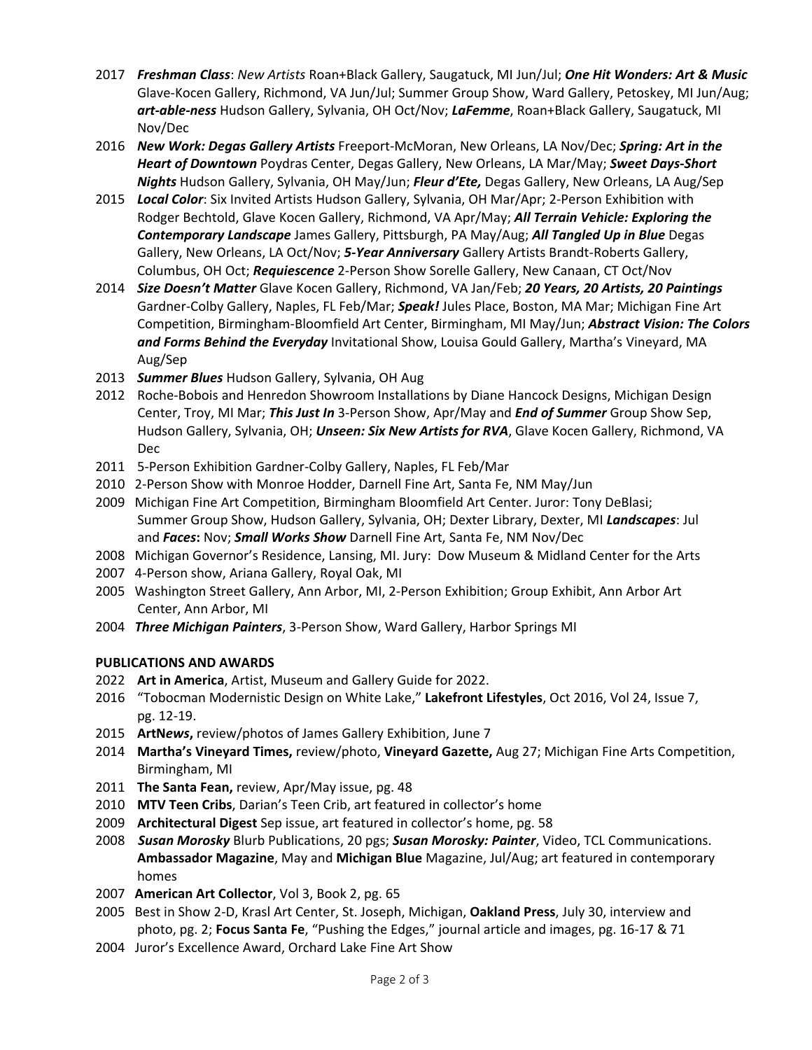- 2017 ***Freshman Class***: *New Artists* Roan+Black Gallery, Saugatuck, MI Jun/Jul; ***One Hit Wonders: Art & Music*** Glave-Kocen Gallery, Richmond, VA Jun/Jul; Summer Group Show, Ward Gallery, Petoskey, MI Jun/Aug; ***art-able-ness*** Hudson Gallery, Sylvania, OH Oct/Nov; ***LaFemme***, Roan+Black Gallery, Saugatuck, MI Nov/Dec
- 2016 ***New Work: Degas Gallery Artists*** Freeport-McMoran, New Orleans, LA Nov/Dec; ***Spring: Art in the Heart of Downtown*** Poydras Center, Degas Gallery, New Orleans, LA Mar/May; ***Sweet Days-Short Nights*** Hudson Gallery, Sylvania, OH May/Jun; ***Fleur d'Ete,*** Degas Gallery, New Orleans, LA Aug/Sep
- 2015 ***Local Color***: Six Invited Artists Hudson Gallery, Sylvania, OH Mar/Apr; 2-Person Exhibition with Rodger Bechtold, Glave Kocen Gallery, Richmond, VA Apr/May; ***All Terrain Vehicle: Exploring the Contemporary Landscape*** James Gallery, Pittsburgh, PA May/Aug; ***All Tangled Up in Blue*** Degas Gallery, New Orleans, LA Oct/Nov; ***5-Year Anniversary*** Gallery Artists Brandt-Roberts Gallery, Columbus, OH Oct; ***Requiescence*** 2-Person Show Sorelle Gallery, New Canaan, CT Oct/Nov
- 2014 ***Size Doesn't Matter*** Glave Kocen Gallery, Richmond, VA Jan/Feb; ***20 Years, 20 Artists, 20 Paintings*** Gardner-Colby Gallery, Naples, FL Feb/Mar; ***Speak!*** Jules Place, Boston, MA Mar; Michigan Fine Art Competition, Birmingham-Bloomfield Art Center, Birmingham, MI May/Jun; ***Abstract Vision: The Colors and Forms Behind the Everyday*** Invitational Show, Louisa Gould Gallery, Martha's Vineyard, MA Aug/Sep
- 2013 ***Summer Blues*** Hudson Gallery, Sylvania, OH Aug
- 2012 Roche-Bobois and Henredon Showroom Installations by Diane Hancock Designs, Michigan Design Center, Troy, MI Mar; ***This Just In*** 3-Person Show, Apr/May and ***End of Summer*** Group Show Sep, Hudson Gallery, Sylvania, OH; ***Unseen: Six New Artists for RVA***, Glave Kocen Gallery, Richmond, VA Dec
- 2011 5-Person Exhibition Gardner-Colby Gallery, Naples, FL Feb/Mar
- 2010 2-Person Show with Monroe Hodder, Darnell Fine Art, Santa Fe, NM May/Jun
- 2009 Michigan Fine Art Competition, Birmingham Bloomfield Art Center. Juror: Tony DeBlasi; Summer Group Show, Hudson Gallery, Sylvania, OH; Dexter Library, Dexter, MI ***Landscapes***: Jul and ***Faces*****:** Nov; ***Small Works Show*** Darnell Fine Art, Santa Fe, NM Nov/Dec
- 2008 Michigan Governor's Residence, Lansing, MI. Jury: Dow Museum & Midland Center for the Arts
- 2007 4-Person show, Ariana Gallery, Royal Oak, MI
- 2005 Washington Street Gallery, Ann Arbor, MI, 2-Person Exhibition; Group Exhibit, Ann Arbor Art Center, Ann Arbor, MI
- 2004 ***Three Michigan Painters***, 3-Person Show, Ward Gallery, Harbor Springs MI

**PUBLICATIONS AND AWARDS**

- 2022 **Art in America**, Artist, Museum and Gallery Guide for 2022.
- 2016 "Tobocman Modernistic Design on White Lake," **Lakefront Lifestyles**, Oct 2016, Vol 24, Issue 7, pg. 12-19.
- 2015 **Art*News*,** review/photos of James Gallery Exhibition, June 7
- 2014 **Martha's Vineyard Times,** review/photo, **Vineyard Gazette,** Aug 27; Michigan Fine Arts Competition, Birmingham, MI
- 2011 **The Santa Fean,** review, Apr/May issue, pg. 48
- 2010 **MTV Teen Cribs**, Darian's Teen Crib, art featured in collector's home
- 2009 **Architectural Digest** Sep issue, art featured in collector's home, pg. 58
- 2008 ***Susan Morosky*** Blurb Publications, 20 pgs; ***Susan Morosky: Painter***, Video, TCL Communications. **Ambassador Magazine**, May and **Michigan Blue** Magazine, Jul/Aug; art featured in contemporary homes
- 2007 **American Art Collector**, Vol 3, Book 2, pg. 65
- 2005 Best in Show 2-D, Krasl Art Center, St. Joseph, Michigan, **Oakland Press**, July 30, interview and photo, pg. 2; **Focus Santa Fe**, "Pushing the Edges," journal article and images, pg. 16-17 & 71
- 2004 Juror's Excellence Award, Orchard Lake Fine Art Show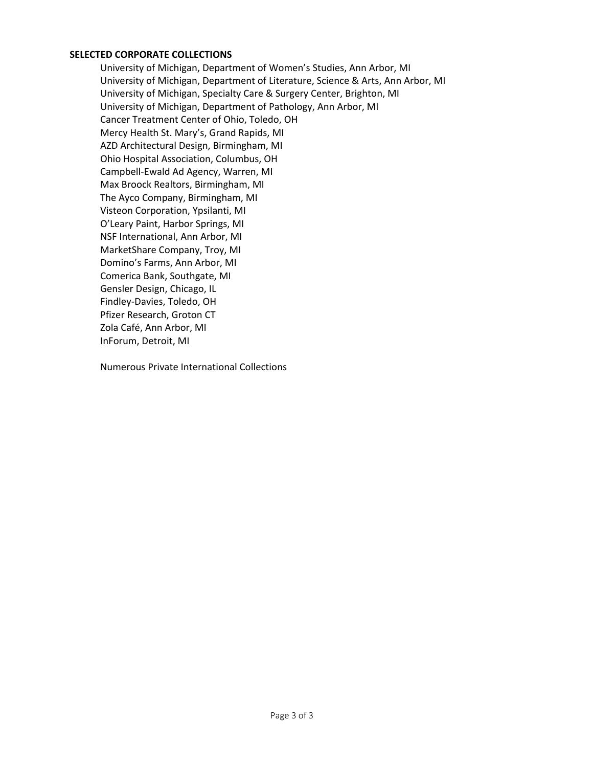**SELECTED CORPORATE COLLECTIONS**

University of Michigan, Department of Women's Studies, Ann Arbor, MI
University of Michigan, Department of Literature, Science & Arts, Ann Arbor, MI
University of Michigan, Specialty Care & Surgery Center, Brighton, MI
University of Michigan, Department of Pathology, Ann Arbor, MI
Cancer Treatment Center of Ohio, Toledo, OH
Mercy Health St. Mary's, Grand Rapids, MI
AZD Architectural Design, Birmingham, MI
Ohio Hospital Association, Columbus, OH
Campbell-Ewald Ad Agency, Warren, MI
Max Broock Realtors, Birmingham, MI
The Ayco Company, Birmingham, MI
Visteon Corporation, Ypsilanti, MI
O'Leary Paint, Harbor Springs, MI
NSF International, Ann Arbor, MI
MarketShare Company, Troy, MI
Domino's Farms, Ann Arbor, MI
Comerica Bank, Southgate, MI
Gensler Design, Chicago, IL
Findley-Davies, Toledo, OH
Pfizer Research, Groton CT
Zola Café, Ann Arbor, MI
InForum, Detroit, MI

Numerous Private International Collections